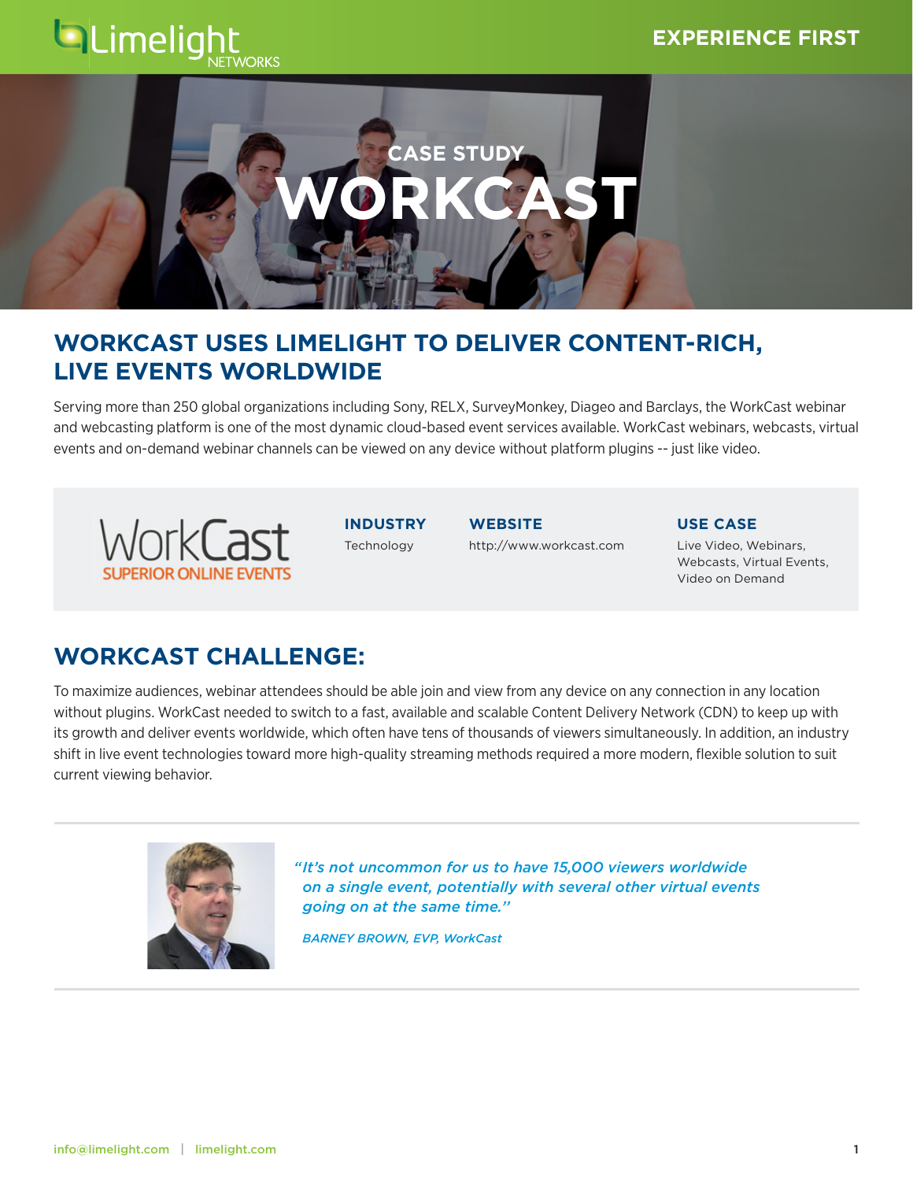EXPERIENCE FIRST

CASE STUDY

# WORKCAST

## WORKCAST USES LIMELIGHT TO DELIVER CONTENT-RICH, LIVE EVENTS WORLDWIDE

Serving more than 250 global organizations including Sony, RELX, SurveyMonkey, Diageo and Barclays, the WorkCast webinar and webcasting platform is one of the most dynamic cloud-based event services available. WorkCast webinars, webcasts, virtual events and on-demand webinar channels can be viewed on any device without platform plugins -- just like video.

WorkCast SUPERIOR ONLINE EVENTS

| INDUSTRY | WEBSITE | USE CASE |
| --- | --- | --- |
| Technology | http://www.workcast.com | Live Video, Webinars, Webcasts, Virtual Events, Video on Demand |

## WORKCAST CHALLENGE:

To maximize audiences, webinar attendees should be able join and view from any device on any connection in any location without plugins. WorkCast needed to switch to a fast, available and scalable Content Delivery Network (CDN) to keep up with its growth and deliver events worldwide, which often have tens of thousands of viewers simultaneously. In addition, an industry shift in live event technologies toward more high-quality streaming methods required a more modern, flexible solution to suit current viewing behavior.

> *"It's not uncommon for us to have 15,000 viewers worldwide on a single event, potentially with several other virtual events going on at the same time."*
>
> *BARNEY BROWN, EVP, WorkCast*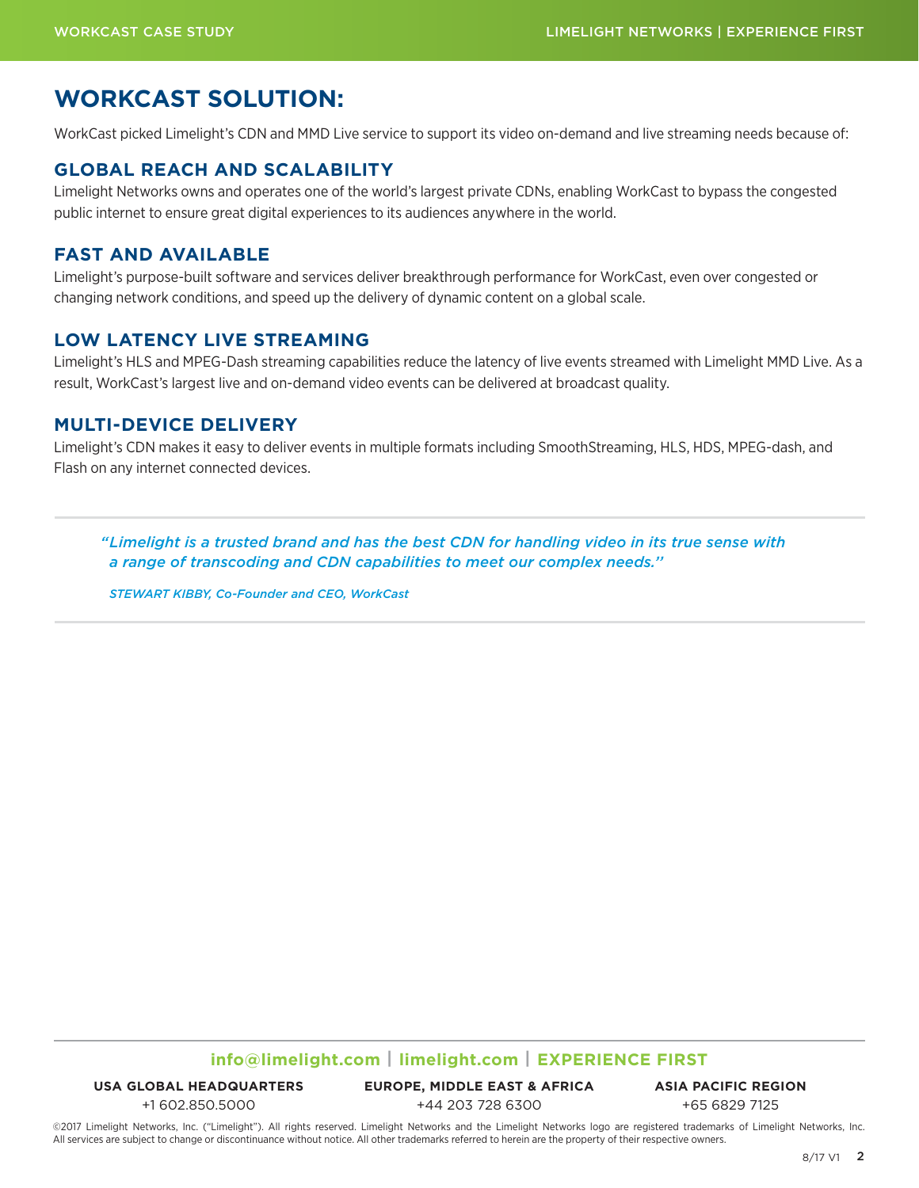## WORKCAST SOLUTION:

WorkCast picked Limelight's CDN and MMD Live service to support its video on-demand and live streaming needs because of:

### GLOBAL REACH AND SCALABILITY

Limelight Networks owns and operates one of the world's largest private CDNs, enabling WorkCast to bypass the congested public internet to ensure great digital experiences to its audiences anywhere in the world.

### FAST AND AVAILABLE

Limelight's purpose-built software and services deliver breakthrough performance for WorkCast, even over congested or changing network conditions, and speed up the delivery of dynamic content on a global scale.

### LOW LATENCY LIVE STREAMING

Limelight's HLS and MPEG-Dash streaming capabilities reduce the latency of live events streamed with Limelight MMD Live. As a result, WorkCast's largest live and on-demand video events can be delivered at broadcast quality.

### MULTI-DEVICE DELIVERY

Limelight's CDN makes it easy to deliver events in multiple formats including SmoothStreaming, HLS, HDS, MPEG-dash, and Flash on any internet connected devices.

> *"Limelight is a trusted brand and has the best CDN for handling video in its true sense with a range of transcoding and CDN capabilities to meet our complex needs."*
>
> *STEWART KIBBY, Co-Founder and CEO, WorkCast*

**info@limelight.com | limelight.com | EXPERIENCE FIRST**

**USA GLOBAL HEADQUARTERS**
+1 602.850.5000

**EUROPE, MIDDLE EAST & AFRICA**
+44 203 728 6300

**ASIA PACIFIC REGION**
+65 6829 7125

©2017 Limelight Networks, Inc. ("Limelight"). All rights reserved. Limelight Networks and the Limelight Networks logo are registered trademarks of Limelight Networks, Inc. All services are subject to change or discontinuance without notice. All other trademarks referred to herein are the property of their respective owners.

8/17 V1